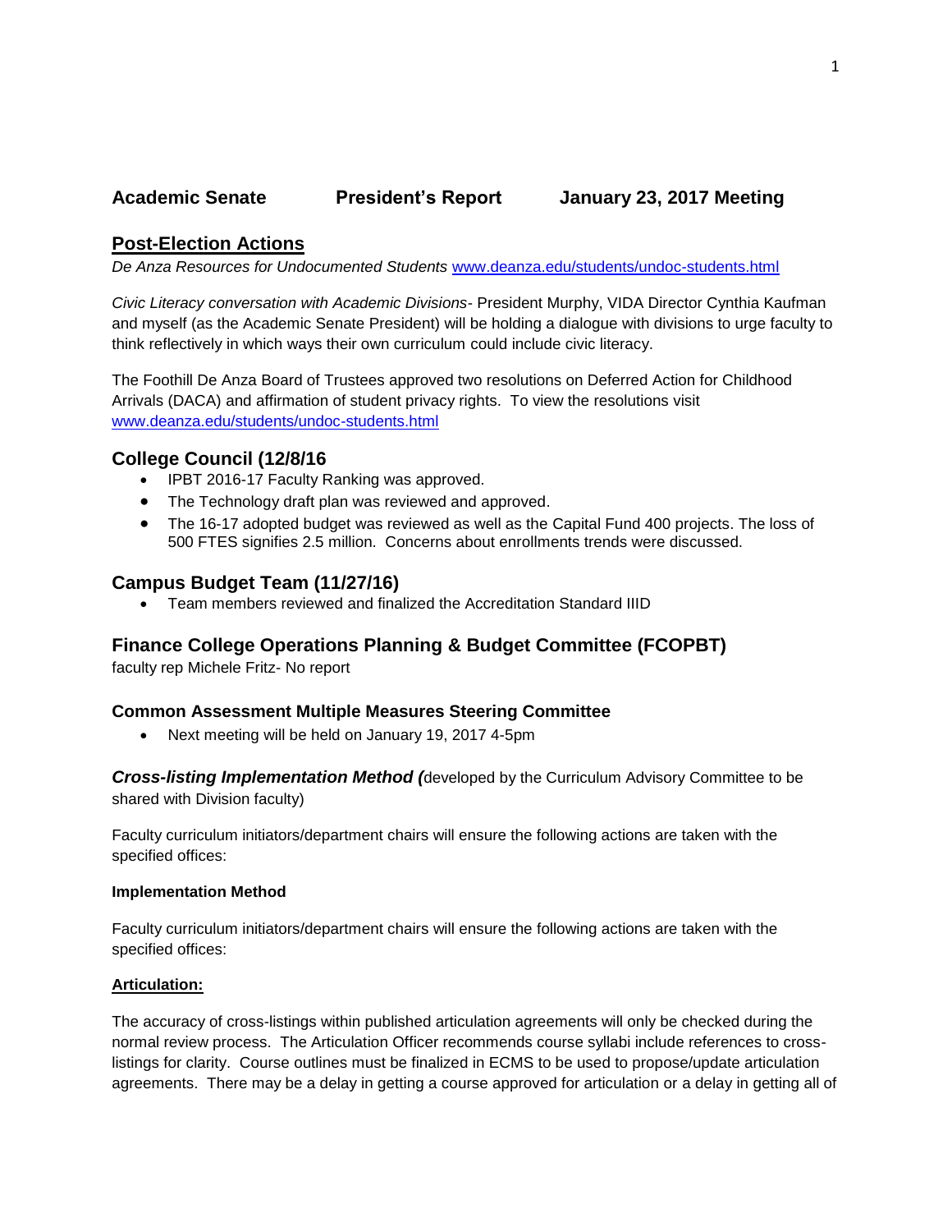**Academic Senate President's Report January 23, 2017 Meeting**

## Post-Election Actions

*De Anza Resources for Undocumented Students* www.deanza.edu/students/undoc-students.html

*Civic Literacy conversation with Academic Divisions*- President Murphy, VIDA Director Cynthia Kaufman and myself (as the Academic Senate President) will be holding a dialogue with divisions to urge faculty to think reflectively in which ways their own curriculum could include civic literacy.

The Foothill De Anza Board of Trustees approved two resolutions on Deferred Action for Childhood Arrivals (DACA) and affirmation of student privacy rights. To view the resolutions visit www.deanza.edu/students/undoc-students.html

## College Council (12/8/16

- IPBT 2016-17 Faculty Ranking was approved.
- The Technology draft plan was reviewed and approved.
- The 16-17 adopted budget was reviewed as well as the Capital Fund 400 projects. The loss of 500 FTES signifies 2.5 million. Concerns about enrollments trends were discussed.

## Campus Budget Team (11/27/16)

- Team members reviewed and finalized the Accreditation Standard IIID

## Finance College Operations Planning & Budget Committee (FCOPBT)

faculty rep Michele Fritz- No report

### Common Assessment Multiple Measures Steering Committee

- Next meeting will be held on January 19, 2017 4-5pm

***Cross-listing Implementation Method (***developed by the Curriculum Advisory Committee to be shared with Division faculty)

Faculty curriculum initiators/department chairs will ensure the following actions are taken with the specified offices:

**Implementation Method**

Faculty curriculum initiators/department chairs will ensure the following actions are taken with the specified offices:

**Articulation:**

The accuracy of cross-listings within published articulation agreements will only be checked during the normal review process. The Articulation Officer recommends course syllabi include references to cross-listings for clarity. Course outlines must be finalized in ECMS to be used to propose/update articulation agreements. There may be a delay in getting a course approved for articulation or a delay in getting all of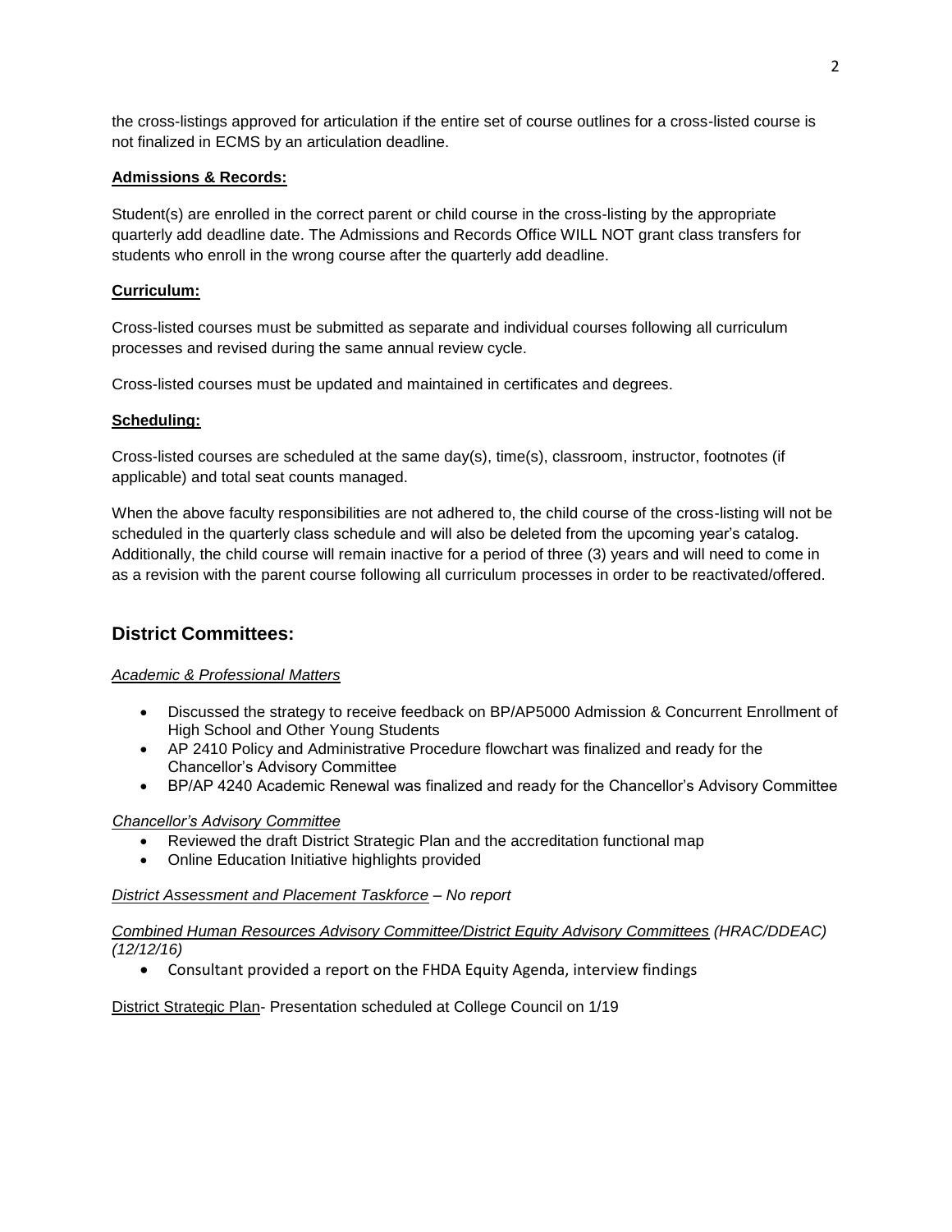the cross-listings approved for articulation if the entire set of course outlines for a cross-listed course is not finalized in ECMS by an articulation deadline.

**Admissions & Records:**

Student(s) are enrolled in the correct parent or child course in the cross-listing by the appropriate quarterly add deadline date. The Admissions and Records Office WILL NOT grant class transfers for students who enroll in the wrong course after the quarterly add deadline.

**Curriculum:**

Cross-listed courses must be submitted as separate and individual courses following all curriculum processes and revised during the same annual review cycle.

Cross-listed courses must be updated and maintained in certificates and degrees.

**Scheduling:**

Cross-listed courses are scheduled at the same day(s), time(s), classroom, instructor, footnotes (if applicable) and total seat counts managed.

When the above faculty responsibilities are not adhered to, the child course of the cross-listing will not be scheduled in the quarterly class schedule and will also be deleted from the upcoming year's catalog. Additionally, the child course will remain inactive for a period of three (3) years and will need to come in as a revision with the parent course following all curriculum processes in order to be reactivated/offered.

## District Committees:

*Academic & Professional Matters*

- Discussed the strategy to receive feedback on BP/AP5000 Admission & Concurrent Enrollment of High School and Other Young Students
- AP 2410 Policy and Administrative Procedure flowchart was finalized and ready for the Chancellor's Advisory Committee
- BP/AP 4240 Academic Renewal was finalized and ready for the Chancellor's Advisory Committee

*Chancellor's Advisory Committee*

- Reviewed the draft District Strategic Plan and the accreditation functional map
- Online Education Initiative highlights provided

*District Assessment and Placement Taskforce – No report*

*Combined Human Resources Advisory Committee/District Equity Advisory Committees (HRAC/DDEAC) (12/12/16)*

- Consultant provided a report on the FHDA Equity Agenda, interview findings

District Strategic Plan- Presentation scheduled at College Council on 1/19